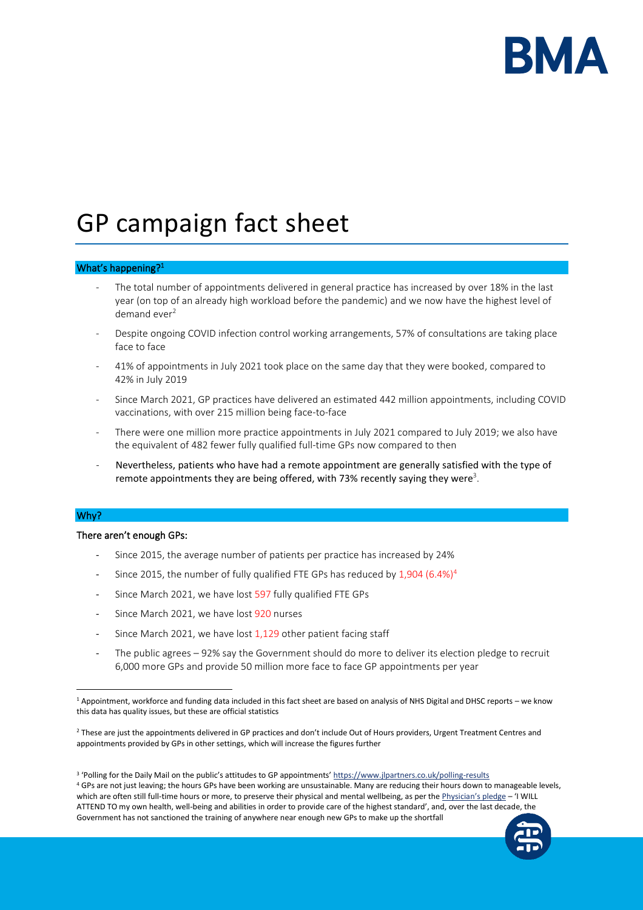# GP campaign fact sheet

## What's happening?[1]

- The total number of appointments delivered in general practice has increased by over 18% in the last year (on top of an already high workload before the pandemic) and we now have the highest level of demand ever[2]
- Despite ongoing COVID infection control working arrangements, 57% of consultations are taking place face to face
- 41% of appointments in July 2021 took place on the same day that they were booked, compared to 42% in July 2019
- Since March 2021, GP practices have delivered an estimated 442 million appointments, including COVID vaccinations, with over 215 million being face-to-face
- There were one million more practice appointments in July 2021 compared to July 2019; we also have the equivalent of 482 fewer fully qualified full-time GPs now compared to then
- Nevertheless, patients who have had a remote appointment are generally satisfied with the type of remote appointments they are being offered, with 73% recently saying they were[3].

## Why?

**There aren't enough GPs:**

- Since 2015, the average number of patients per practice has increased by 24%
- Since 2015, the number of fully qualified FTE GPs has reduced by 1,904 (6.4%)[4]
- Since March 2021, we have lost 597 fully qualified FTE GPs
- Since March 2021, we have lost 920 nurses
- Since March 2021, we have lost 1,129 other patient facing staff
- The public agrees – 92% say the Government should do more to deliver its election pledge to recruit 6,000 more GPs and provide 50 million more face to face GP appointments per year

---

[1] Appointment, workforce and funding data included in this fact sheet are based on analysis of NHS Digital and DHSC reports – we know this data has quality issues, but these are official statistics

[2] These are just the appointments delivered in GP practices and don't include Out of Hours providers, Urgent Treatment Centres and appointments provided by GPs in other settings, which will increase the figures further

[3] 'Polling for the Daily Mail on the public's attitudes to GP appointments' https://www.jlpartners.co.uk/polling-results

[4] GPs are not just leaving; the hours GPs have been working are unsustainable. Many are reducing their hours down to manageable levels, which are often still full-time hours or more, to preserve their physical and mental wellbeing, as per the Physician's pledge – 'I WILL ATTEND TO my own health, well-being and abilities in order to provide care of the highest standard', and, over the last decade, the Government has not sanctioned the training of anywhere near enough new GPs to make up the shortfall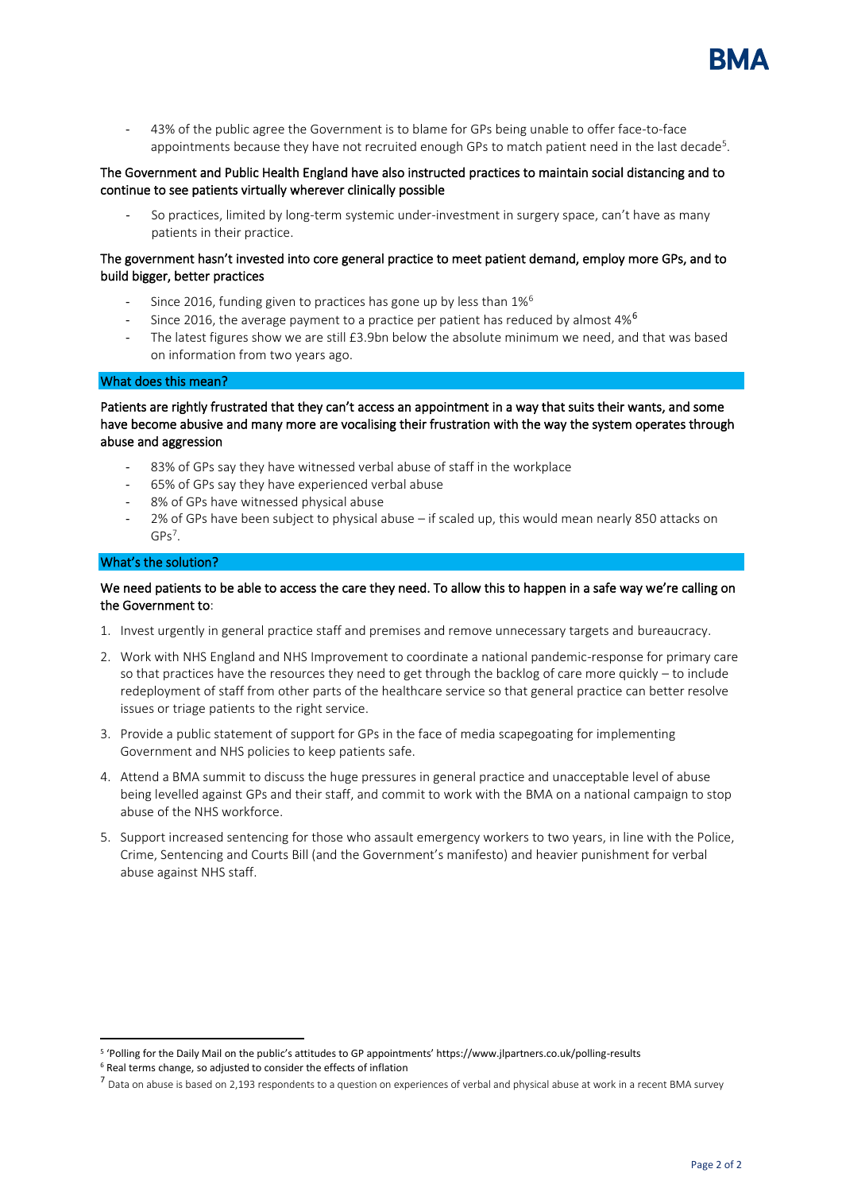- 43% of the public agree the Government is to blame for GPs being unable to offer face-to-face appointments because they have not recruited enough GPs to match patient need in the last decade[5].

**The Government and Public Health England have also instructed practices to maintain social distancing and to continue to see patients virtually wherever clinically possible**

- So practices, limited by long-term systemic under-investment in surgery space, can't have as many patients in their practice.

**The government hasn't invested into core general practice to meet patient demand, employ more GPs, and to build bigger, better practices**

- Since 2016, funding given to practices has gone up by less than 1%[6]
- Since 2016, the average payment to a practice per patient has reduced by almost 4%[6]
- The latest figures show we are still £3.9bn below the absolute minimum we need, and that was based on information from two years ago.

## What does this mean?

**Patients are rightly frustrated that they can't access an appointment in a way that suits their wants, and some have become abusive and many more are vocalising their frustration with the way the system operates through abuse and aggression**

- 83% of GPs say they have witnessed verbal abuse of staff in the workplace
- 65% of GPs say they have experienced verbal abuse
- 8% of GPs have witnessed physical abuse
- 2% of GPs have been subject to physical abuse – if scaled up, this would mean nearly 850 attacks on GPs[7].

## What's the solution?

**We need patients to be able to access the care they need. To allow this to happen in a safe way we're calling on the Government to**:

1. Invest urgently in general practice staff and premises and remove unnecessary targets and bureaucracy.
2. Work with NHS England and NHS Improvement to coordinate a national pandemic-response for primary care so that practices have the resources they need to get through the backlog of care more quickly – to include redeployment of staff from other parts of the healthcare service so that general practice can better resolve issues or triage patients to the right service.
3. Provide a public statement of support for GPs in the face of media scapegoating for implementing Government and NHS policies to keep patients safe.
4. Attend a BMA summit to discuss the huge pressures in general practice and unacceptable level of abuse being levelled against GPs and their staff, and commit to work with the BMA on a national campaign to stop abuse of the NHS workforce.
5. Support increased sentencing for those who assault emergency workers to two years, in line with the Police, Crime, Sentencing and Courts Bill (and the Government's manifesto) and heavier punishment for verbal abuse against NHS staff.

---

[5] 'Polling for the Daily Mail on the public's attitudes to GP appointments' https://www.jlpartners.co.uk/polling-results

[6] Real terms change, so adjusted to consider the effects of inflation

[7] Data on abuse is based on 2,193 respondents to a question on experiences of verbal and physical abuse at work in a recent BMA survey